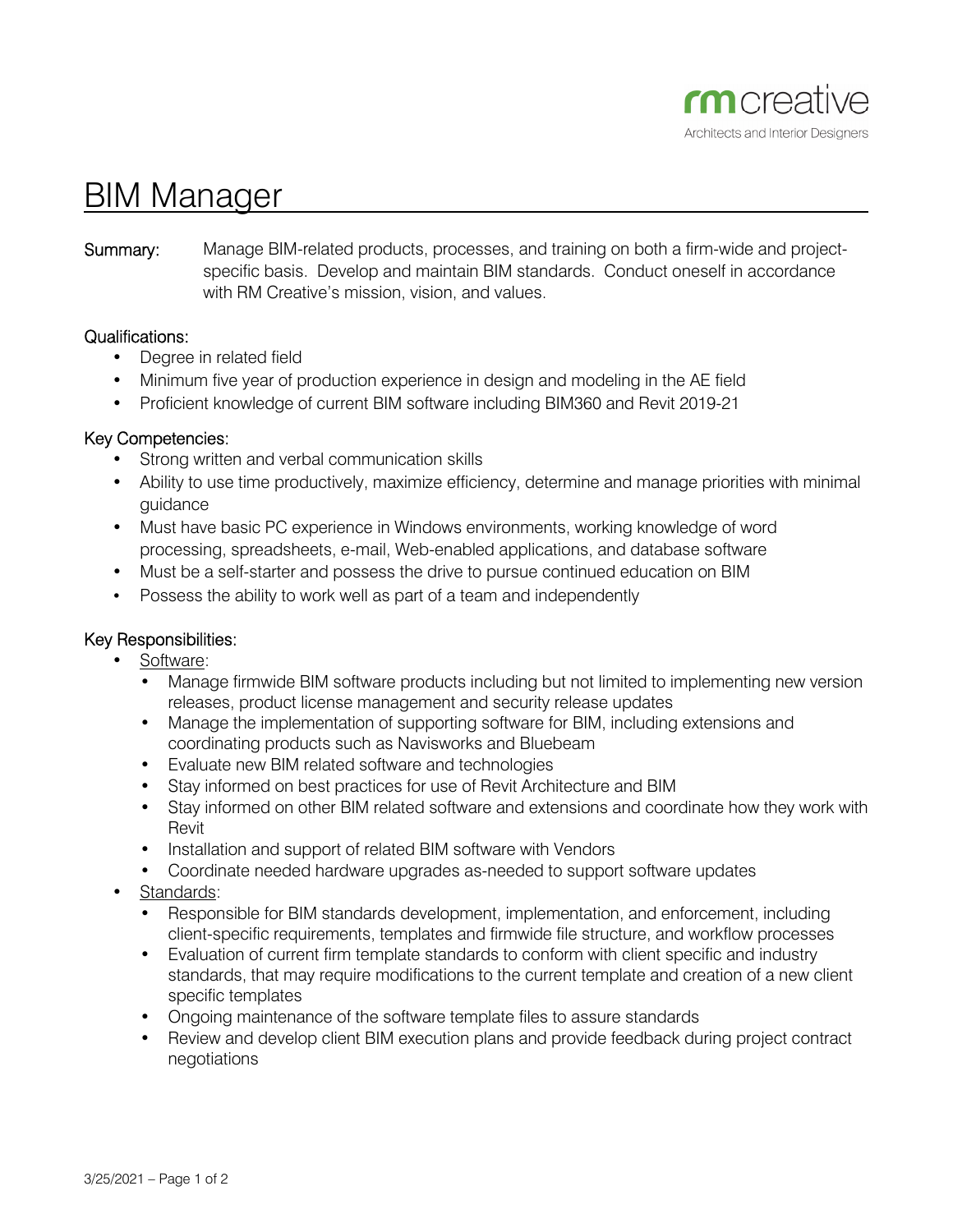rm creative
Architects and Interior Designers

# BIM Manager

**Summary:** Manage BIM-related products, processes, and training on both a firm-wide and project-specific basis. Develop and maintain BIM standards. Conduct oneself in accordance with RM Creative's mission, vision, and values.

## Qualifications:

- Degree in related field
- Minimum five year of production experience in design and modeling in the AE field
- Proficient knowledge of current BIM software including BIM360 and Revit 2019-21

## Key Competencies:

- Strong written and verbal communication skills
- Ability to use time productively, maximize efficiency, determine and manage priorities with minimal guidance
- Must have basic PC experience in Windows environments, working knowledge of word processing, spreadsheets, e-mail, Web-enabled applications, and database software
- Must be a self-starter and possess the drive to pursue continued education on BIM
- Possess the ability to work well as part of a team and independently

## Key Responsibilities:

- Software:
  - Manage firmwide BIM software products including but not limited to implementing new version releases, product license management and security release updates
  - Manage the implementation of supporting software for BIM, including extensions and coordinating products such as Navisworks and Bluebeam
  - Evaluate new BIM related software and technologies
  - Stay informed on best practices for use of Revit Architecture and BIM
  - Stay informed on other BIM related software and extensions and coordinate how they work with Revit
  - Installation and support of related BIM software with Vendors
  - Coordinate needed hardware upgrades as-needed to support software updates
- Standards:
  - Responsible for BIM standards development, implementation, and enforcement, including client-specific requirements, templates and firmwide file structure, and workflow processes
  - Evaluation of current firm template standards to conform with client specific and industry standards, that may require modifications to the current template and creation of a new client specific templates
  - Ongoing maintenance of the software template files to assure standards
  - Review and develop client BIM execution plans and provide feedback during project contract negotiations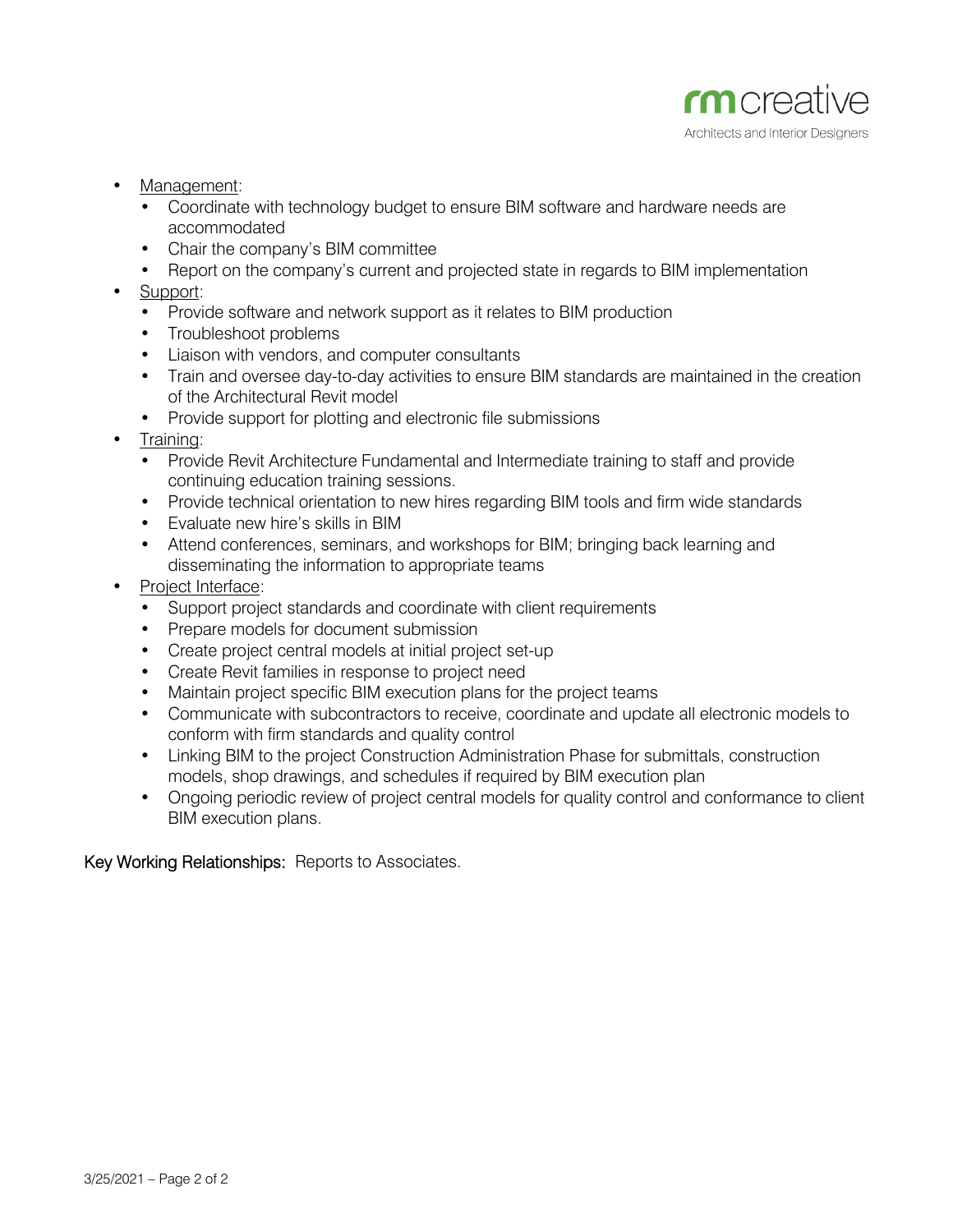- Management:
  - Coordinate with technology budget to ensure BIM software and hardware needs are accommodated
  - Chair the company's BIM committee
  - Report on the company's current and projected state in regards to BIM implementation
- Support:
  - Provide software and network support as it relates to BIM production
  - Troubleshoot problems
  - Liaison with vendors, and computer consultants
  - Train and oversee day-to-day activities to ensure BIM standards are maintained in the creation of the Architectural Revit model
  - Provide support for plotting and electronic file submissions
- Training:
  - Provide Revit Architecture Fundamental and Intermediate training to staff and provide continuing education training sessions.
  - Provide technical orientation to new hires regarding BIM tools and firm wide standards
  - Evaluate new hire's skills in BIM
  - Attend conferences, seminars, and workshops for BIM; bringing back learning and disseminating the information to appropriate teams
- Project Interface:
  - Support project standards and coordinate with client requirements
  - Prepare models for document submission
  - Create project central models at initial project set-up
  - Create Revit families in response to project need
  - Maintain project specific BIM execution plans for the project teams
  - Communicate with subcontractors to receive, coordinate and update all electronic models to conform with firm standards and quality control
  - Linking BIM to the project Construction Administration Phase for submittals, construction models, shop drawings, and schedules if required by BIM execution plan
  - Ongoing periodic review of project central models for quality control and conformance to client BIM execution plans.

Key Working Relationships: Reports to Associates.